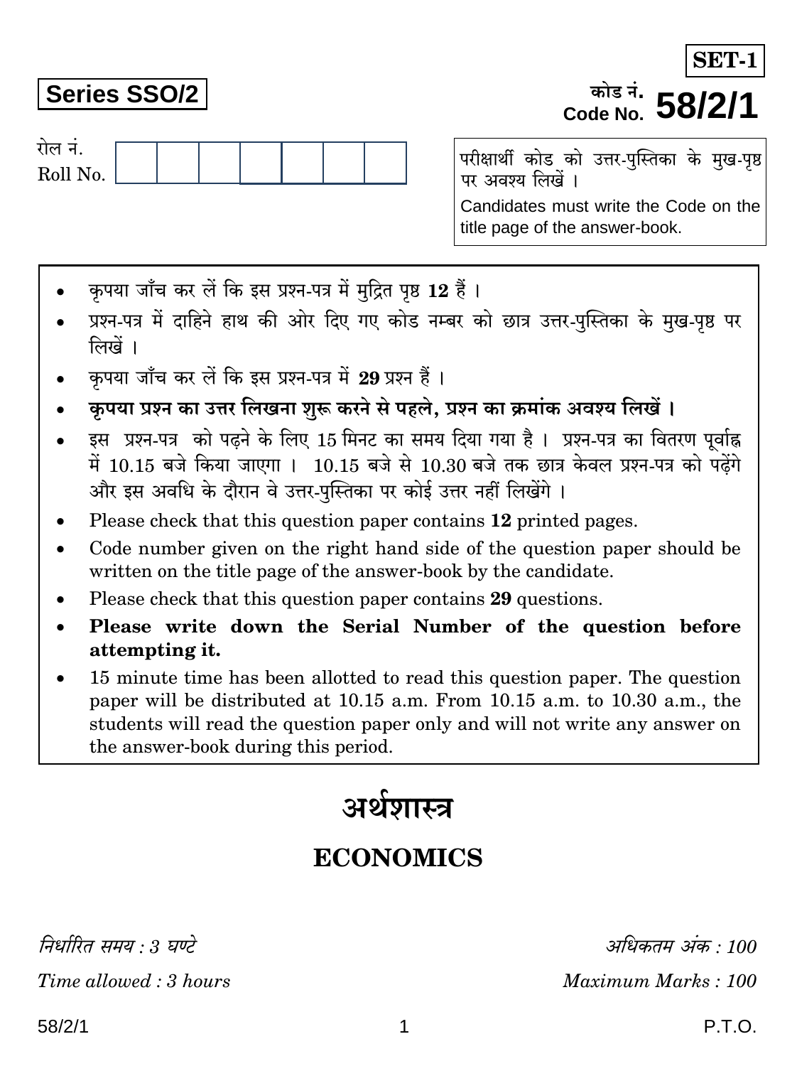**SET-1**

**Series SSO/2**

कोड नं.
Code No. **58/2/1**

रोल नं.
Roll No.

| | | | | | | |
|---|---|---|---|---|---|---|
| | | | | | | |

परीक्षार्थी कोड को उत्तर-पुस्तिका के मुख-पृष्ठ पर अवश्य लिखें ।

Candidates must write the Code on the title page of the answer-book.

- कृपया जाँच कर लें कि इस प्रश्न-पत्र में मुद्रित पृष्ठ **12** हैं ।
- प्रश्न-पत्र में दाहिने हाथ की ओर दिए गए कोड नम्बर को छात्र उत्तर-पुस्तिका के मुख-पृष्ठ पर लिखें ।
- कृपया जाँच कर लें कि इस प्रश्न-पत्र में **29** प्रश्न हैं ।
- **कृपया प्रश्न का उत्तर लिखना शुरू करने से पहले, प्रश्न का क्रमांक अवश्य लिखें ।**
- इस प्रश्न-पत्र को पढ़ने के लिए 15 मिनट का समय दिया गया है । प्रश्न-पत्र का वितरण पूर्वाह्न में 10.15 बजे किया जाएगा । 10.15 बजे से 10.30 बजे तक छात्र केवल प्रश्न-पत्र को पढ़ेंगे और इस अवधि के दौरान वे उत्तर-पुस्तिका पर कोई उत्तर नहीं लिखेंगे ।
- Please check that this question paper contains **12** printed pages.
- Code number given on the right hand side of the question paper should be written on the title page of the answer-book by the candidate.
- Please check that this question paper contains **29** questions.
- **Please write down the Serial Number of the question before attempting it.**
- 15 minute time has been allotted to read this question paper. The question paper will be distributed at 10.15 a.m. From 10.15 a.m. to 10.30 a.m., the students will read the question paper only and will not write any answer on the answer-book during this period.

# अर्थशास्त्र

# ECONOMICS

*निर्धारित समय : 3 घण्टे*

*Time allowed : 3 hours*

*अधिकतम अंक : 100*

*Maximum Marks : 100*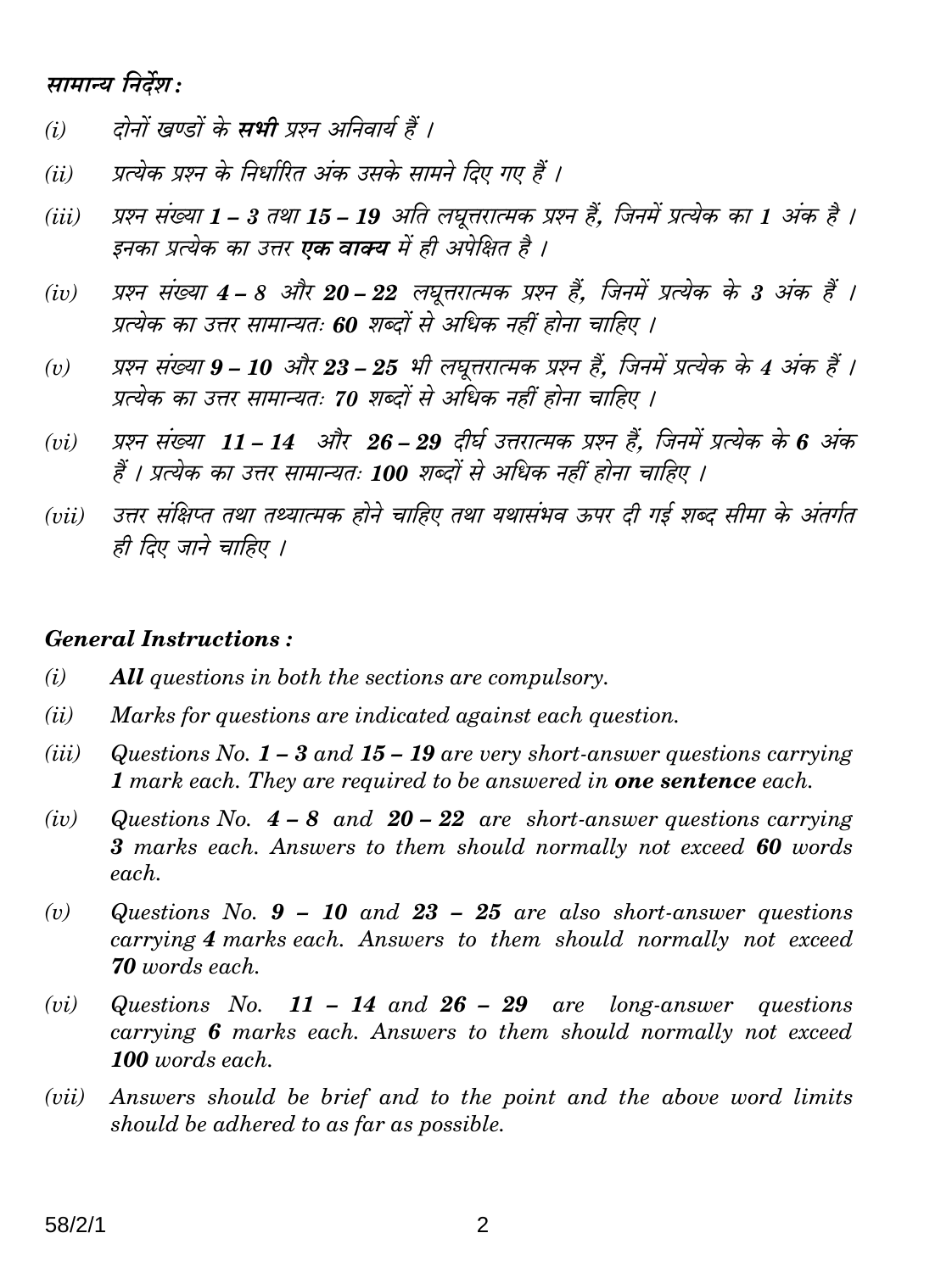*सामान्य निर्देश :*

*(i)* *दोनों खण्डों के **सभी** प्रश्न अनिवार्य हैं ।*

*(ii)* *प्रत्येक प्रश्न के निर्धारित अंक उसके सामने दिए गए हैं ।*

*(iii)* *प्रश्न संख्या **1 – 3** तथा **15 – 19** अति लघूत्तरात्मक प्रश्न हैं, जिनमें प्रत्येक का **1** अंक है । इनका प्रत्येक का उत्तर **एक वाक्य** में ही अपेक्षित है ।*

*(iv)* *प्रश्न संख्या **4 – 8** और **20 – 22** लघूत्तरात्मक प्रश्न हैं, जिनमें प्रत्येक के **3** अंक हैं । प्रत्येक का उत्तर सामान्यतः **60** शब्दों से अधिक नहीं होना चाहिए ।*

*(v)* *प्रश्न संख्या **9 – 10** और **23 – 25** भी लघूत्तरात्मक प्रश्न हैं, जिनमें प्रत्येक के **4** अंक हैं । प्रत्येक का उत्तर सामान्यतः **70** शब्दों से अधिक नहीं होना चाहिए ।*

*(vi)* *प्रश्न संख्या **11 – 14** और **26 – 29** दीर्घ उत्तरात्मक प्रश्न हैं, जिनमें प्रत्येक के **6** अंक हैं । प्रत्येक का उत्तर सामान्यतः **100** शब्दों से अधिक नहीं होना चाहिए ।*

*(vii)* *उत्तर संक्षिप्त तथा तथ्यात्मक होने चाहिए तथा यथासंभव ऊपर दी गई शब्द सीमा के अंतर्गत ही दिए जाने चाहिए ।*

***General Instructions :***

*(i)* ***All** questions in both the sections are compulsory.*

*(ii)* *Marks for questions are indicated against each question.*

*(iii)* *Questions No. **1 – 3** and **15 – 19** are very short-answer questions carrying **1** mark each. They are required to be answered in **one sentence** each.*

*(iv)* *Questions No. **4 – 8** and **20 – 22** are short-answer questions carrying **3** marks each. Answers to them should normally not exceed **60** words each.*

*(v)* *Questions No. **9 – 10** and **23 – 25** are also short-answer questions carrying **4** marks each. Answers to them should normally not exceed **70** words each.*

*(vi)* *Questions No. **11 – 14** and **26 – 29** are long-answer questions carrying **6** marks each. Answers to them should normally not exceed **100** words each.*

*(vii)* *Answers should be brief and to the point and the above word limits should be adhered to as far as possible.*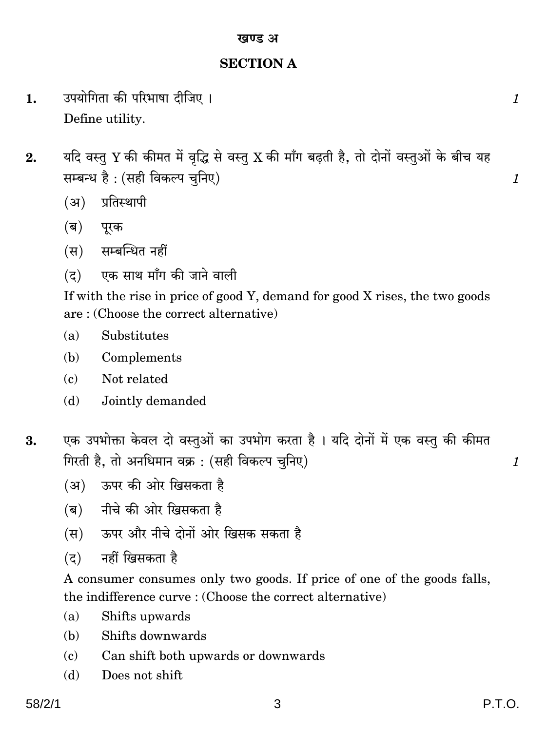## खण्ड अ

## SECTION A

**1.** उपयोगिता की परिभाषा दीजिए । *1*

Define utility.

**2.** यदि वस्तु Y की कीमत में वृद्धि से वस्तु X की माँग बढ़ती है, तो दोनों वस्तुओं के बीच यह सम्बन्ध है : (सही विकल्प चुनिए) *1*

(अ) प्रतिस्थापी

(ब) पूरक

(स) सम्बन्धित नहीं

(द) एक साथ माँग की जाने वाली

If with the rise in price of good Y, demand for good X rises, the two goods are : (Choose the correct alternative)

(a) Substitutes

(b) Complements

(c) Not related

(d) Jointly demanded

**3.** एक उपभोक्ता केवल दो वस्तुओं का उपभोग करता है । यदि दोनों में एक वस्तु की कीमत गिरती है, तो अनधिमान वक्र : (सही विकल्प चुनिए) *1*

(अ) ऊपर की ओर खिसकता है

(ब) नीचे की ओर खिसकता है

(स) ऊपर और नीचे दोनों ओर खिसक सकता है

(द) नहीं खिसकता है

A consumer consumes only two goods. If price of one of the goods falls, the indifference curve : (Choose the correct alternative)

(a) Shifts upwards

(b) Shifts downwards

(c) Can shift both upwards or downwards

(d) Does not shift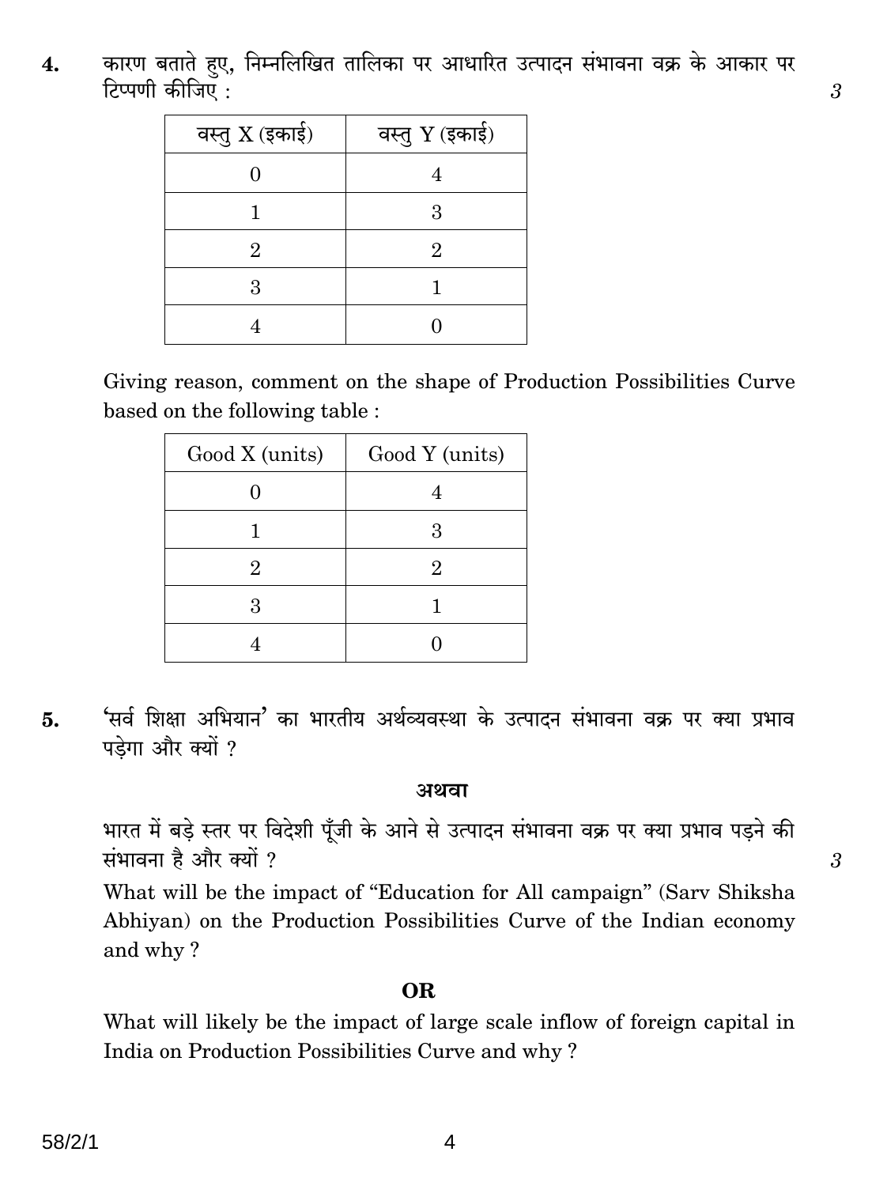4. कारण बताते हुए, निम्नलिखित तालिका पर आधारित उत्पादन संभावना वक्र के आकार पर टिप्पणी कीजिए : 3

| वस्तु X (इकाई) | वस्तु Y (इकाई) |
| --- | --- |
| 0 | 4 |
| 1 | 3 |
| 2 | 2 |
| 3 | 1 |
| 4 | 0 |

Giving reason, comment on the shape of Production Possibilities Curve based on the following table :

| Good X (units) | Good Y (units) |
| --- | --- |
| 0 | 4 |
| 1 | 3 |
| 2 | 2 |
| 3 | 1 |
| 4 | 0 |

5. 'सर्व शिक्षा अभियान' का भारतीय अर्थव्यवस्था के उत्पादन संभावना वक्र पर क्या प्रभाव पड़ेगा और क्यों ?

**अथवा**

भारत में बड़े स्तर पर विदेशी पूँजी के आने से उत्पादन संभावना वक्र पर क्या प्रभाव पड़ने की संभावना है और क्यों ? 3

What will be the impact of "Education for All campaign" (Sarv Shiksha Abhiyan) on the Production Possibilities Curve of the Indian economy and why ?

**OR**

What will likely be the impact of large scale inflow of foreign capital in India on Production Possibilities Curve and why ?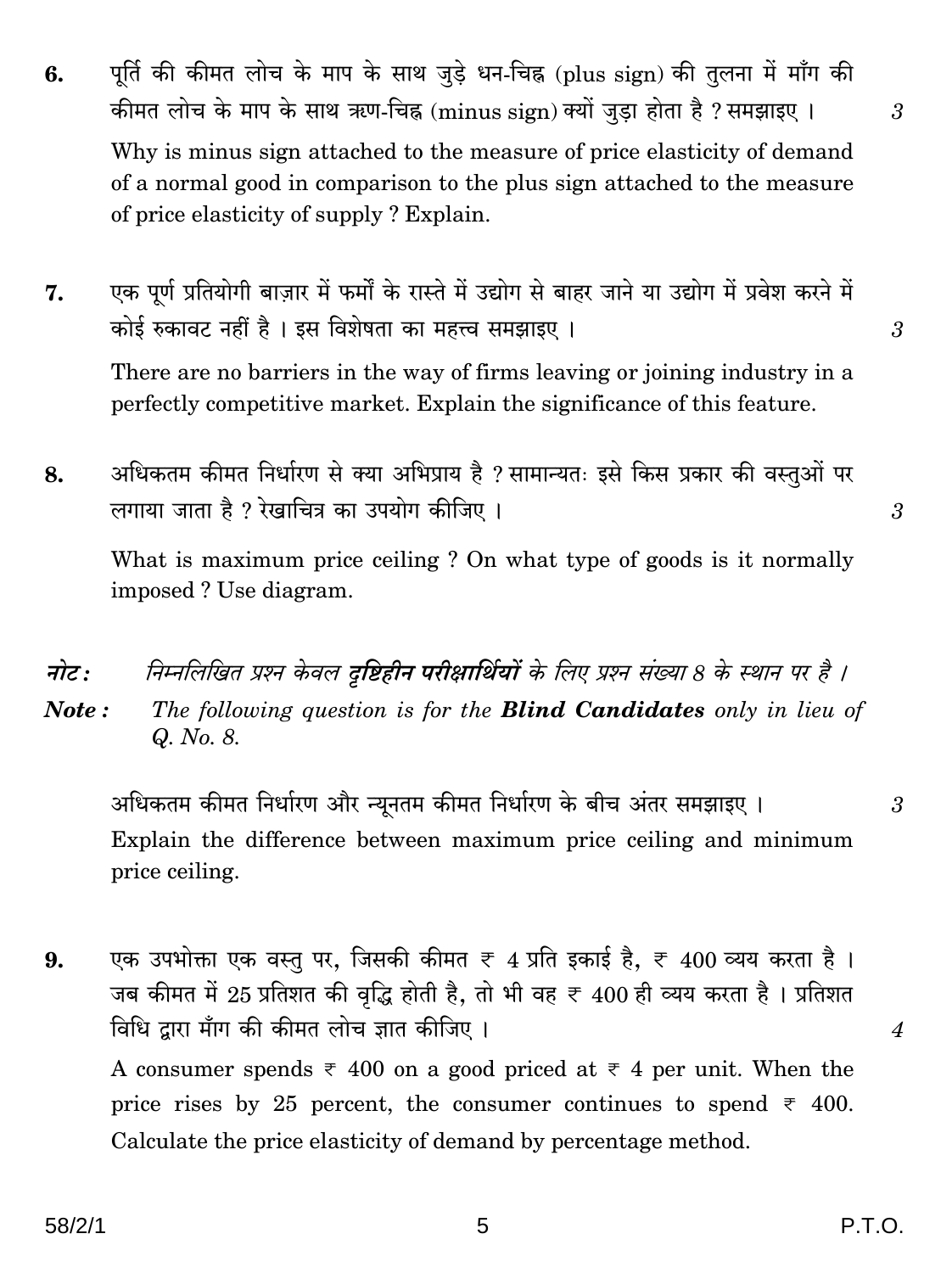6. पूर्ति की कीमत लोच के माप के साथ जुड़े धन-चिह्न (plus sign) की तुलना में माँग की कीमत लोच के माप के साथ ऋण-चिह्न (minus sign) क्यों जुड़ा होता है ? समझाइए । 3

Why is minus sign attached to the measure of price elasticity of demand of a normal good in comparison to the plus sign attached to the measure of price elasticity of supply ? Explain.

7. एक पूर्ण प्रतियोगी बाज़ार में फर्मों के रास्ते में उद्योग से बाहर जाने या उद्योग में प्रवेश करने में कोई रुकावट नहीं है । इस विशेषता का महत्त्व समझाइए । 3

There are no barriers in the way of firms leaving or joining industry in a perfectly competitive market. Explain the significance of this feature.

8. अधिकतम कीमत निर्धारण से क्या अभिप्राय है ? सामान्यतः इसे किस प्रकार की वस्तुओं पर लगाया जाता है ? रेखाचित्र का उपयोग कीजिए । 3

What is maximum price ceiling ? On what type of goods is it normally imposed ? Use diagram.

*नोट :* *निम्नलिखित प्रश्न केवल **दृष्टिहीन परीक्षार्थियों** के लिए प्रश्न संख्या 8 के स्थान पर है ।*

***Note :*** *The following question is for the **Blind Candidates** only in lieu of Q. No. 8.*

अधिकतम कीमत निर्धारण और न्यूनतम कीमत निर्धारण के बीच अंतर समझाइए । 3

Explain the difference between maximum price ceiling and minimum price ceiling.

9. एक उपभोक्ता एक वस्तु पर, जिसकी कीमत ₹ 4 प्रति इकाई है, ₹ 400 व्यय करता है । जब कीमत में 25 प्रतिशत की वृद्धि होती है, तो भी वह ₹ 400 ही व्यय करता है । प्रतिशत विधि द्वारा माँग की कीमत लोच ज्ञात कीजिए । 4

A consumer spends ₹ 400 on a good priced at ₹ 4 per unit. When the price rises by 25 percent, the consumer continues to spend ₹ 400. Calculate the price elasticity of demand by percentage method.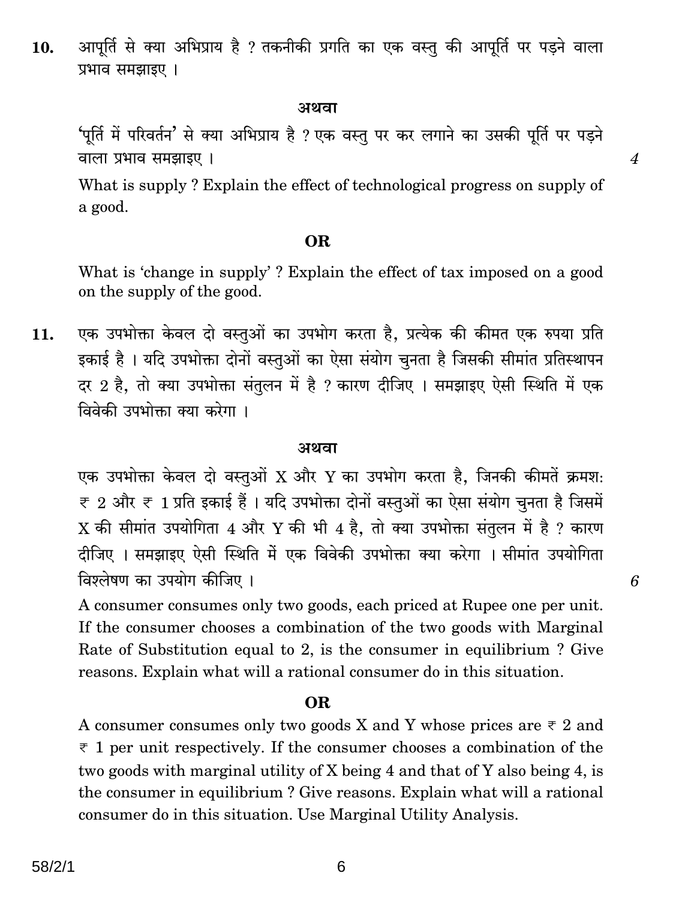10. आपूर्ति से क्या अभिप्राय है ? तकनीकी प्रगति का एक वस्तु की आपूर्ति पर पड़ने वाला प्रभाव समझाइए ।

**अथवा**

'पूर्ति में परिवर्तन' से क्या अभिप्राय है ? एक वस्तु पर कर लगाने का उसकी पूर्ति पर पड़ने वाला प्रभाव समझाइए । *4*

What is supply ? Explain the effect of technological progress on supply of a good.

**OR**

What is 'change in supply' ? Explain the effect of tax imposed on a good on the supply of the good.

11. एक उपभोक्ता केवल दो वस्तुओं का उपभोग करता है, प्रत्येक की कीमत एक रुपया प्रति इकाई है । यदि उपभोक्ता दोनों वस्तुओं का ऐसा संयोग चुनता है जिसकी सीमांत प्रतिस्थापन दर 2 है, तो क्या उपभोक्ता संतुलन में है ? कारण दीजिए । समझाइए ऐसी स्थिति में एक विवेकी उपभोक्ता क्या करेगा ।

**अथवा**

एक उपभोक्ता केवल दो वस्तुओं X और Y का उपभोग करता है, जिनकी कीमतें क्रमशः ₹ 2 और ₹ 1 प्रति इकाई हैं । यदि उपभोक्ता दोनों वस्तुओं का ऐसा संयोग चुनता है जिसमें X की सीमांत उपयोगिता 4 और Y की भी 4 है, तो क्या उपभोक्ता संतुलन में है ? कारण दीजिए । समझाइए ऐसी स्थिति में एक विवेकी उपभोक्ता क्या करेगा । सीमांत उपयोगिता विश्लेषण का उपयोग कीजिए । *6*

A consumer consumes only two goods, each priced at Rupee one per unit. If the consumer chooses a combination of the two goods with Marginal Rate of Substitution equal to 2, is the consumer in equilibrium ? Give reasons. Explain what will a rational consumer do in this situation.

**OR**

A consumer consumes only two goods X and Y whose prices are ₹ 2 and ₹ 1 per unit respectively. If the consumer chooses a combination of the two goods with marginal utility of X being 4 and that of Y also being 4, is the consumer in equilibrium ? Give reasons. Explain what will a rational consumer do in this situation. Use Marginal Utility Analysis.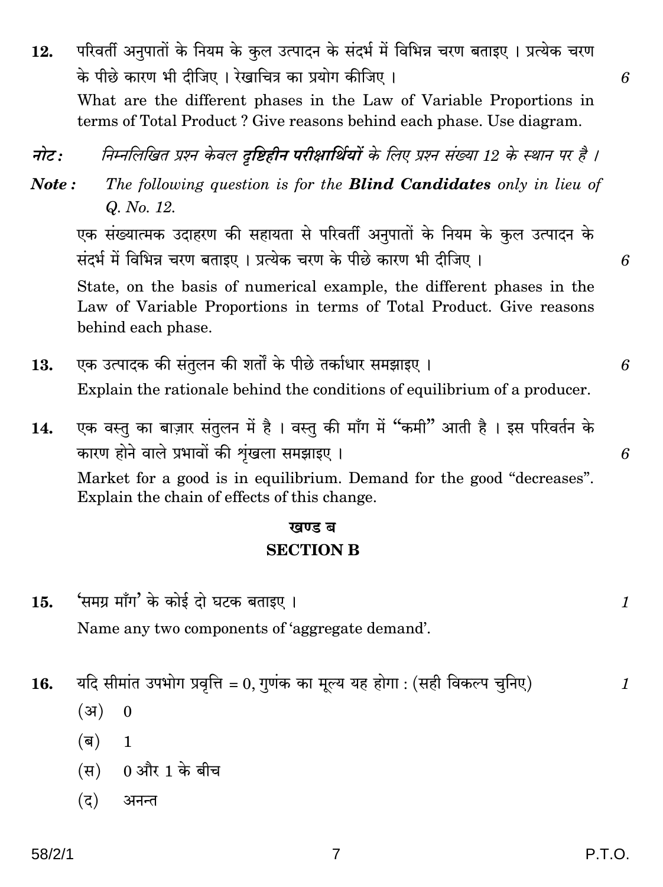12. परिवर्ती अनुपातों के नियम के कुल उत्पादन के संदर्भ में विभिन्न चरण बताइए । प्रत्येक चरण के पीछे कारण भी दीजिए । रेखाचित्र का प्रयोग कीजिए । 6

What are the different phases in the Law of Variable Proportions in terms of Total Product ? Give reasons behind each phase. Use diagram.

*नोट :* *निम्नलिखित प्रश्न केवल **दृष्टिहीन परीक्षार्थियों** के लिए प्रश्न संख्या 12 के स्थान पर है ।*

***Note :*** *The following question is for the **Blind Candidates** only in lieu of Q. No. 12.*

एक संख्यात्मक उदाहरण की सहायता से परिवर्ती अनुपातों के नियम के कुल उत्पादन के संदर्भ में विभिन्न चरण बताइए । प्रत्येक चरण के पीछे कारण भी दीजिए । 6

State, on the basis of numerical example, the different phases in the Law of Variable Proportions in terms of Total Product. Give reasons behind each phase.

13. एक उत्पादक की संतुलन की शर्तों के पीछे तर्काधार समझाइए । 6

Explain the rationale behind the conditions of equilibrium of a producer.

14. एक वस्तु का बाज़ार संतुलन में है । वस्तु की माँग में "कमी" आती है । इस परिवर्तन के कारण होने वाले प्रभावों की शृंखला समझाइए । 6

Market for a good is in equilibrium. Demand for the good "decreases". Explain the chain of effects of this change.

## खण्ड ब
## SECTION B

15. 'समग्र माँग' के कोई दो घटक बताइए । 1

Name any two components of 'aggregate demand'.

16. यदि सीमांत उपभोग प्रवृत्ति = 0, गुणंक का मूल्य यह होगा : (सही विकल्प चुनिए) 1

(अ) 0

(ब) 1

(स) 0 और 1 के बीच

(द) अनन्त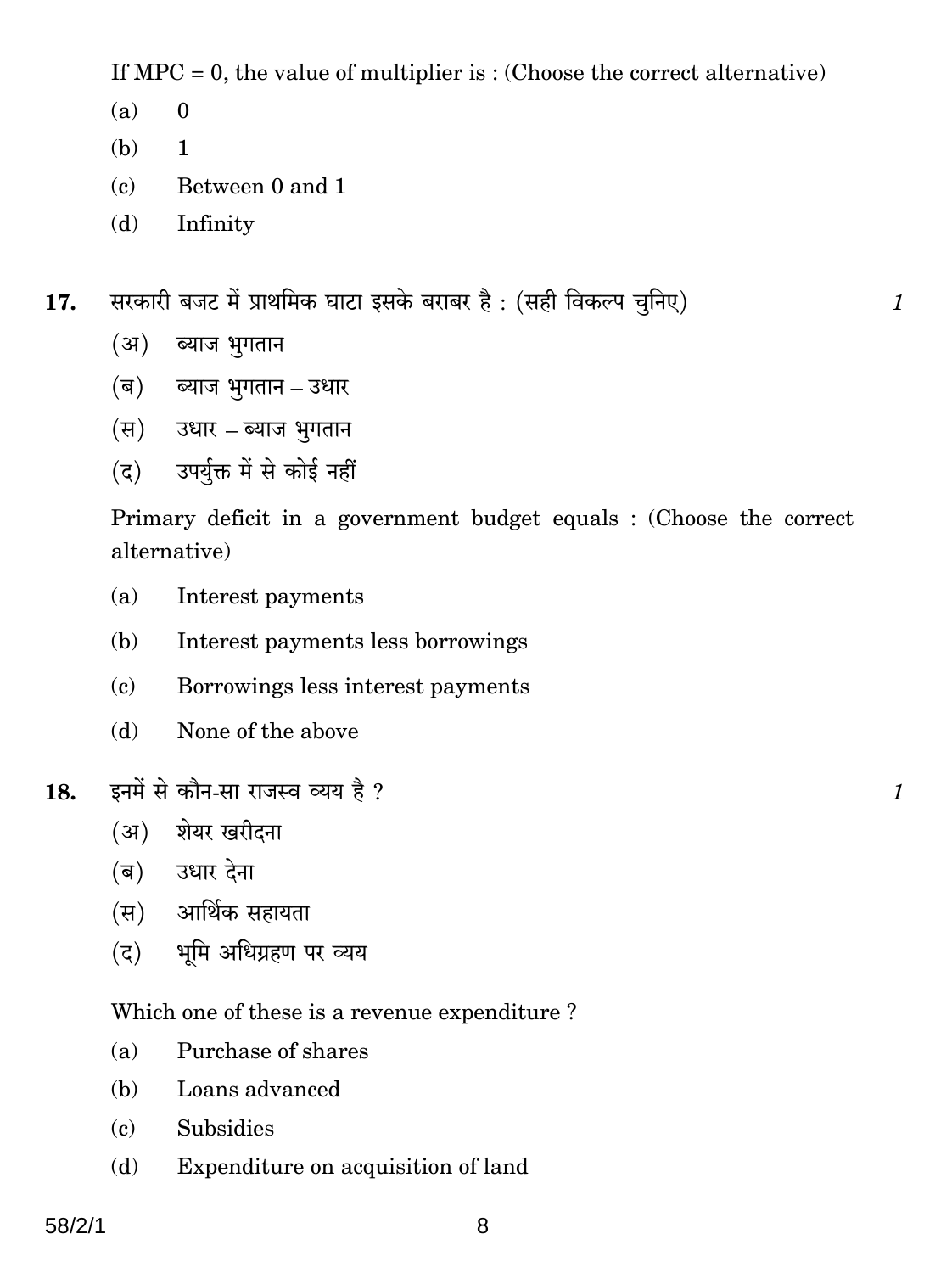If MPC = 0, the value of multiplier is : (Choose the correct alternative)

(a) 0

(b) 1

(c) Between 0 and 1

(d) Infinity

**17.** सरकारी बजट में प्राथमिक घाटा इसके बराबर है : (सही विकल्प चुनिए) *1*

(अ) ब्याज भुगतान

(ब) ब्याज भुगतान – उधार

(स) उधार – ब्याज भुगतान

(द) उपर्युक्त में से कोई नहीं

Primary deficit in a government budget equals : (Choose the correct alternative)

(a) Interest payments

(b) Interest payments less borrowings

(c) Borrowings less interest payments

(d) None of the above

**18.** इनमें से कौन-सा राजस्व व्यय है ? *1*

(अ) शेयर खरीदना

(ब) उधार देना

(स) आर्थिक सहायता

(द) भूमि अधिग्रहण पर व्यय

Which one of these is a revenue expenditure ?

(a) Purchase of shares

(b) Loans advanced

(c) Subsidies

(d) Expenditure on acquisition of land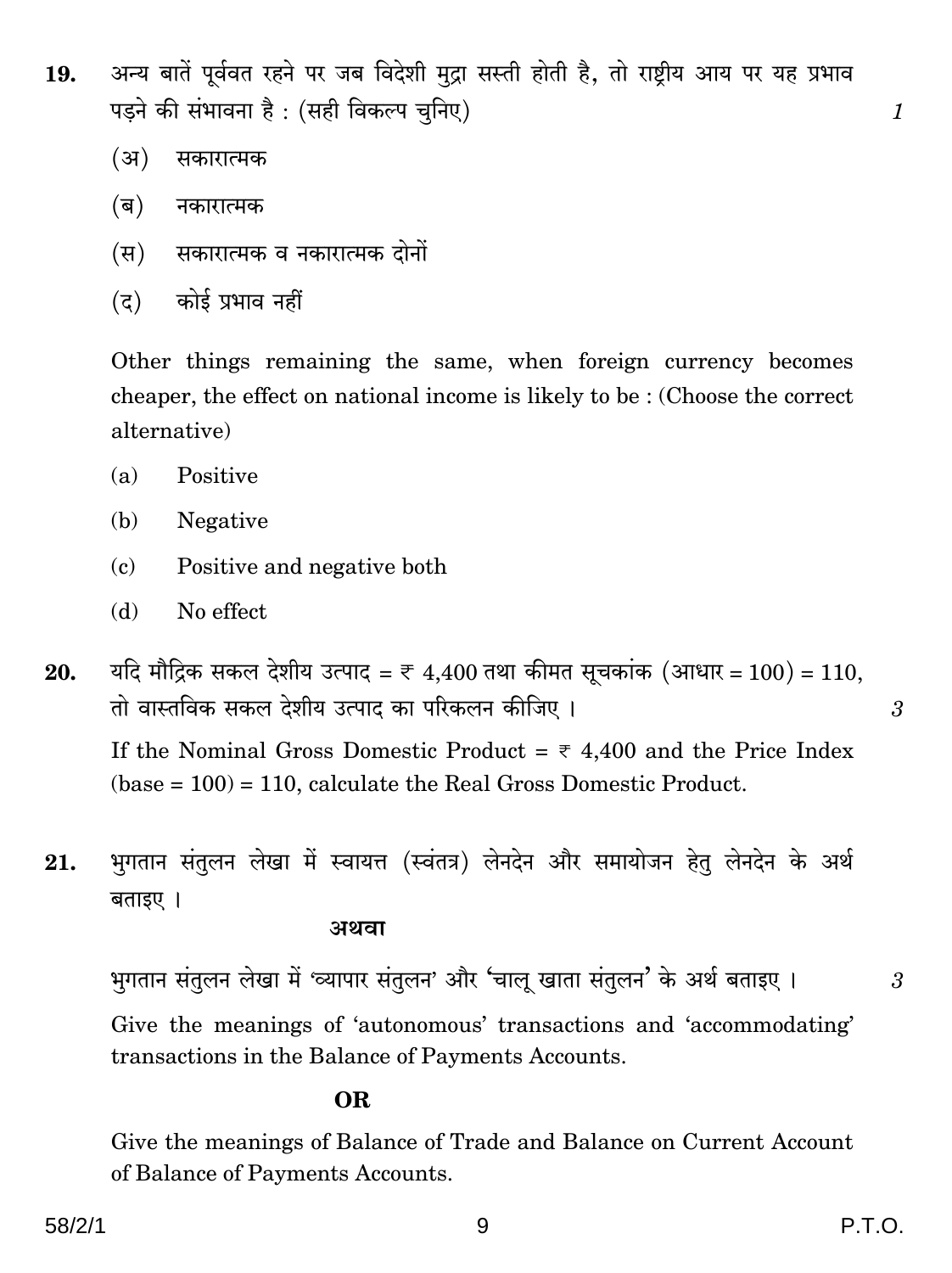**19.** अन्य बातें पूर्ववत रहने पर जब विदेशी मुद्रा सस्ती होती है, तो राष्ट्रीय आय पर यह प्रभाव पड़ने की संभावना है : (सही विकल्प चुनिए) *1*

(अ) सकारात्मक

(ब) नकारात्मक

(स) सकारात्मक व नकारात्मक दोनों

(द) कोई प्रभाव नहीं

Other things remaining the same, when foreign currency becomes cheaper, the effect on national income is likely to be : (Choose the correct alternative)

(a) Positive

(b) Negative

(c) Positive and negative both

(d) No effect

**20.** यदि मौद्रिक सकल देशीय उत्पाद = ₹ 4,400 तथा कीमत सूचकांक (आधार = 100) = 110, तो वास्तविक सकल देशीय उत्पाद का परिकलन कीजिए । *3*

If the Nominal Gross Domestic Product = ₹ 4,400 and the Price Index (base = 100) = 110, calculate the Real Gross Domestic Product.

**21.** भुगतान संतुलन लेखा में स्वायत्त (स्वंतत्र) लेनदेन और समायोजन हेतु लेनदेन के अर्थ बताइए ।

**अथवा**

भुगतान संतुलन लेखा में 'व्यापार संतुलन' और 'चालू खाता संतुलन' के अर्थ बताइए । *3*

Give the meanings of 'autonomous' transactions and 'accommodating' transactions in the Balance of Payments Accounts.

**OR**

Give the meanings of Balance of Trade and Balance on Current Account of Balance of Payments Accounts.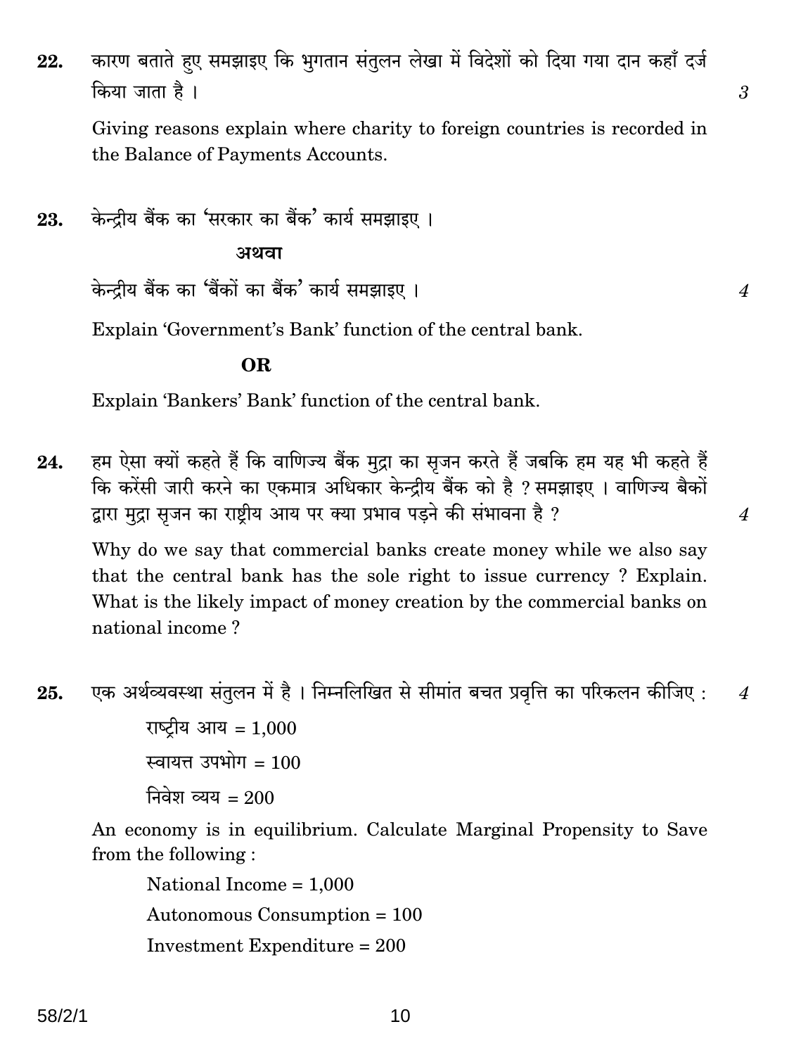22. कारण बताते हुए समझाइए कि भुगतान संतुलन लेखा में विदेशों को दिया गया दान कहाँ दर्ज किया जाता है । 3

Giving reasons explain where charity to foreign countries is recorded in the Balance of Payments Accounts.

23. केन्द्रीय बैंक का 'सरकार का बैंक' कार्य समझाइए ।

**अथवा**

केन्द्रीय बैंक का 'बैंकों का बैंक' कार्य समझाइए । 4

Explain 'Government's Bank' function of the central bank.

**OR**

Explain 'Bankers' Bank' function of the central bank.

24. हम ऐसा क्यों कहते हैं कि वाणिज्य बैंक मुद्रा का सृजन करते हैं जबकि हम यह भी कहते हैं कि करेंसी जारी करने का एकमात्र अधिकार केन्द्रीय बैंक को है ? समझाइए । वाणिज्य बैकों द्वारा मुद्रा सृजन का राष्ट्रीय आय पर क्या प्रभाव पड़ने की संभावना है ? 4

Why do we say that commercial banks create money while we also say that the central bank has the sole right to issue currency ? Explain. What is the likely impact of money creation by the commercial banks on national income ?

25. एक अर्थव्यवस्था संतुलन में है । निम्नलिखित से सीमांत बचत प्रवृत्ति का परिकलन कीजिए : 4

राष्ट्रीय आय = 1,000

स्वायत्त उपभोग = 100

निवेश व्यय = 200

An economy is in equilibrium. Calculate Marginal Propensity to Save from the following :

National Income = 1,000

Autonomous Consumption = 100

Investment Expenditure = 200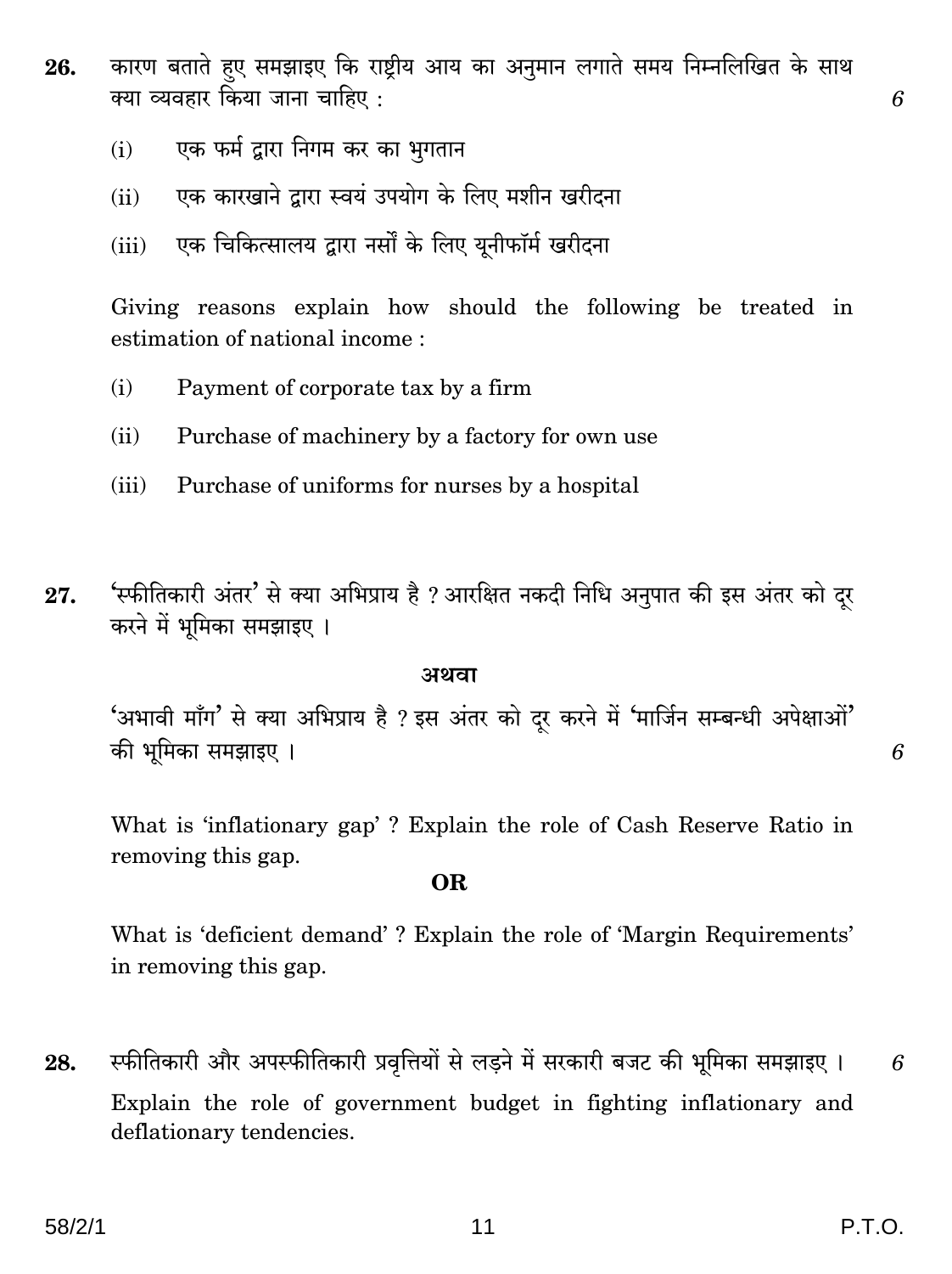26. कारण बताते हुए समझाइए कि राष्ट्रीय आय का अनुमान लगाते समय निम्नलिखित के साथ क्या व्यवहार किया जाना चाहिए : 6

(i) एक फर्म द्वारा निगम कर का भुगतान

(ii) एक कारखाने द्वारा स्वयं उपयोग के लिए मशीन खरीदना

(iii) एक चिकित्सालय द्वारा नर्सों के लिए यूनीफॉर्म खरीदना

Giving reasons explain how should the following be treated in estimation of national income :

(i) Payment of corporate tax by a firm

(ii) Purchase of machinery by a factory for own use

(iii) Purchase of uniforms for nurses by a hospital

27. 'स्फीतिकारी अंतर' से क्या अभिप्राय है ? आरक्षित नकदी निधि अनुपात की इस अंतर को दूर करने में भूमिका समझाइए ।

**अथवा**

'अभावी माँग' से क्या अभिप्राय है ? इस अंतर को दूर करने में 'मार्जिन सम्बन्धी अपेक्षाओं' की भूमिका समझाइए । 6

What is 'inflationary gap' ? Explain the role of Cash Reserve Ratio in removing this gap.

**OR**

What is 'deficient demand' ? Explain the role of 'Margin Requirements' in removing this gap.

28. स्फीतिकारी और अपस्फीतिकारी प्रवृत्तियों से लड़ने में सरकारी बजट की भूमिका समझाइए । 6

Explain the role of government budget in fighting inflationary and deflationary tendencies.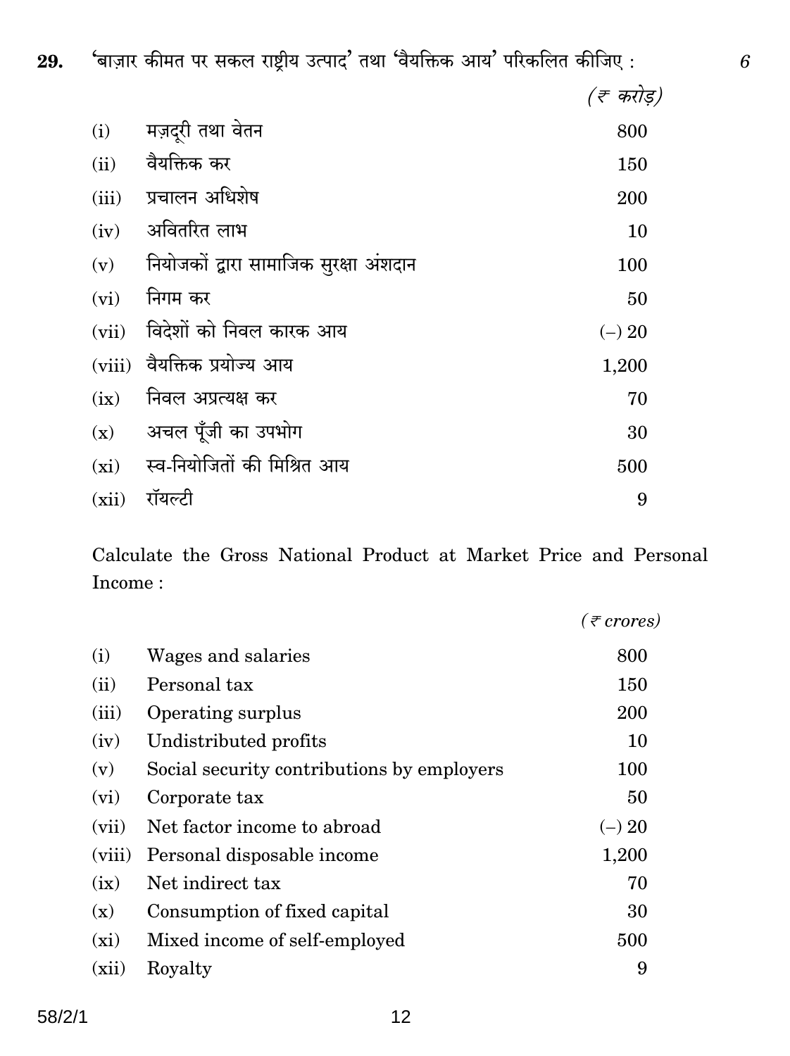**29.** 'बाज़ार कीमत पर सकल राष्ट्रीय उत्पाद' तथा 'वैयक्तिक आय' परिकलित कीजिए : 6

| | | (₹ करोड़) |
|---|---|---|
| (i) | मज़दूरी तथा वेतन | 800 |
| (ii) | वैयक्तिक कर | 150 |
| (iii) | प्रचालन अधिशेष | 200 |
| (iv) | अवितरित लाभ | 10 |
| (v) | नियोजकों द्वारा सामाजिक सुरक्षा अंशदान | 100 |
| (vi) | निगम कर | 50 |
| (vii) | विदेशों को निवल कारक आय | (–) 20 |
| (viii) | वैयक्तिक प्रयोज्य आय | 1,200 |
| (ix) | निवल अप्रत्यक्ष कर | 70 |
| (x) | अचल पूँजी का उपभोग | 30 |
| (xi) | स्व-नियोजितों की मिश्रित आय | 500 |
| (xii) | रॉयल्टी | 9 |

Calculate the Gross National Product at Market Price and Personal Income :

| | | (₹ *crores*) |
|---|---|---|
| (i) | Wages and salaries | 800 |
| (ii) | Personal tax | 150 |
| (iii) | Operating surplus | 200 |
| (iv) | Undistributed profits | 10 |
| (v) | Social security contributions by employers | 100 |
| (vi) | Corporate tax | 50 |
| (vii) | Net factor income to abroad | (–) 20 |
| (viii) | Personal disposable income | 1,200 |
| (ix) | Net indirect tax | 70 |
| (x) | Consumption of fixed capital | 30 |
| (xi) | Mixed income of self-employed | 500 |
| (xii) | Royalty | 9 |